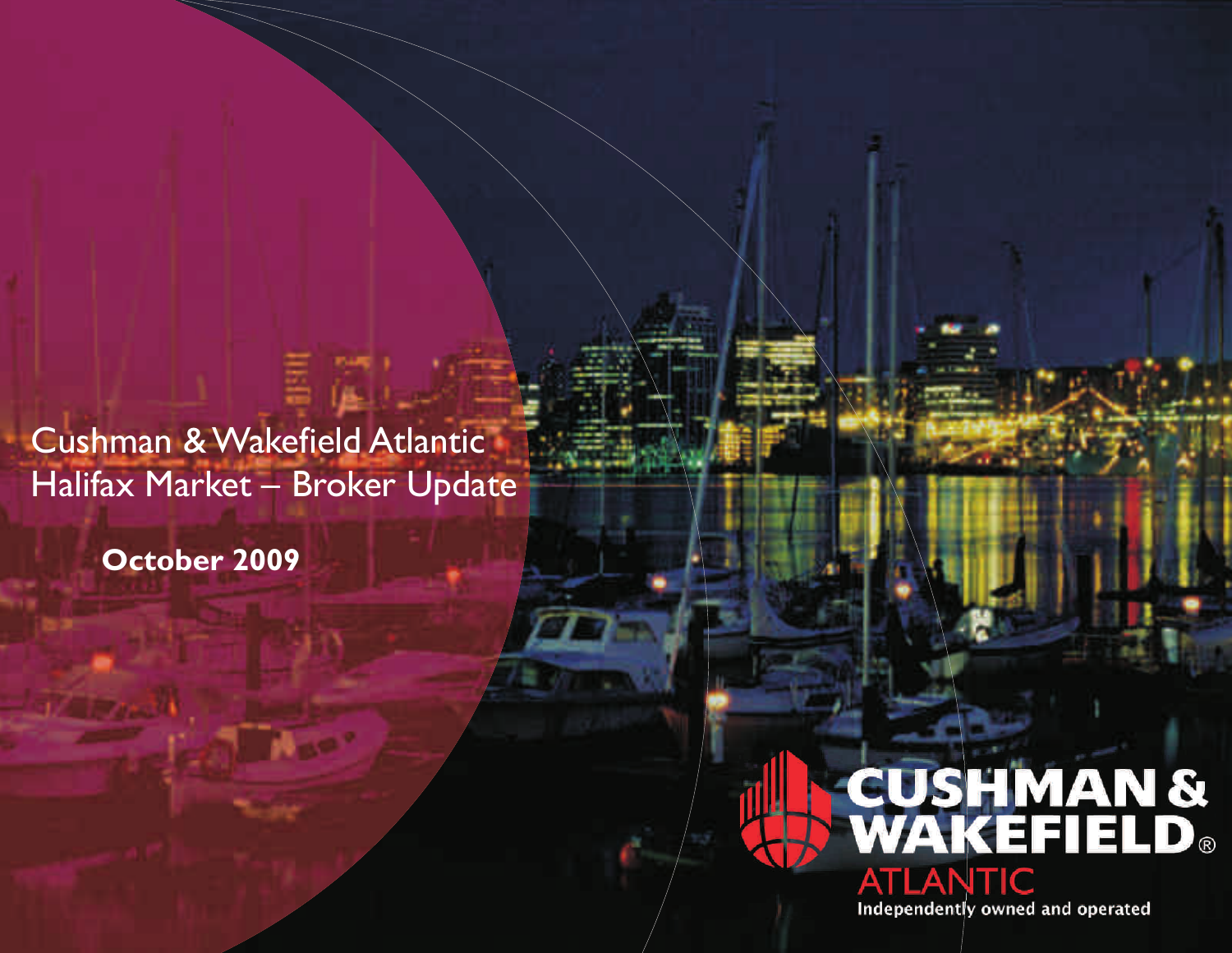# Cushman & Wakefield Atlantic Halifax Market – Broker Update

**October 2009**

CUSHMAN & WAKEFIELD®
ATLANTIC
Independently owned and operated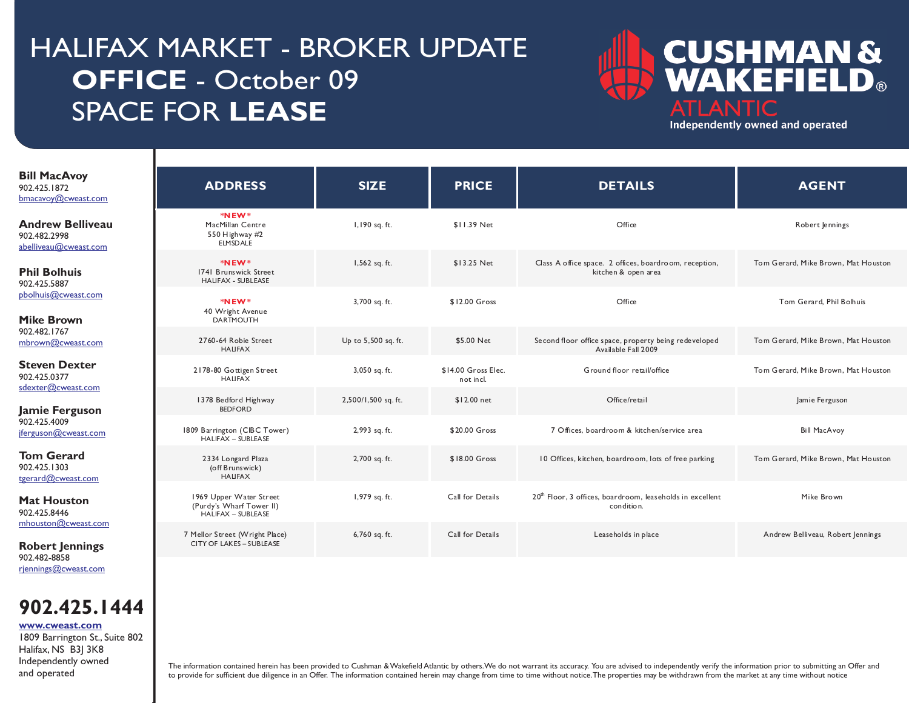# HALIFAX MARKET - BROKER UPDATE
## OFFICE - October 09
## SPACE FOR LEASE

**CUSHMAN & WAKEFIELD® ATLANTIC**
Independently owned and operated

**Bill MacAvoy**
902.425.1872
bmacavoy@cweast.com

**Andrew Belliveau**
902.482.2998
abelliveau@cweast.com

**Phil Bolhuis**
902.425.5887
pbolhuis@cweast.com

**Mike Brown**
902.482.1767
mbrown@cweast.com

**Steven Dexter**
902.425.0377
sdexter@cweast.com

**Jamie Ferguson**
902.425.4009
jferguson@cweast.com

**Tom Gerard**
902.425.1303
tgerard@cweast.com

**Mat Houston**
902.425.8446
mhouston@cweast.com

**Robert Jennings**
902-482-8858
rjennings@cweast.com

**902.425.1444**

**www.cweast.com**
1809 Barrington St., Suite 802
Halifax, NS B3J 3K8
Independently owned
and operated

| ADDRESS | SIZE | PRICE | DETAILS | AGENT |
|---|---|---|---|---|
| **\*NEW\*** MacMillan Centre 550 Highway #2 ELMSDALE | 1,190 sq. ft. | $11.39 Net | Office | Robert Jennings |
| **\*NEW\*** 1741 Brunswick Street HALIFAX - SUBLEASE | 1,562 sq. ft. | $13.25 Net | Class A office space. 2 offices, boardroom, reception, kitchen & open area | Tom Gerard, Mike Brown, Mat Houston |
| **\*NEW\*** 40 Wright Avenue DARTMOUTH | 3,700 sq. ft. | $12.00 Gross | Office | Tom Gerard, Phil Bolhuis |
| 2760-64 Robie Street HALIFAX | Up to 5,500 sq. ft. | $5.00 Net | Second floor office space, property being redeveloped Available Fall 2009 | Tom Gerard, Mike Brown, Mat Houston |
| 2178-80 Gottigen Street HALIFAX | 3,050 sq. ft. | $14.00 Gross Elec. not incl. | Ground floor retail/office | Tom Gerard, Mike Brown, Mat Houston |
| 1378 Bedford Highway BEDFORD | 2,500/1,500 sq. ft. | $12.00 net | Office/retail | Jamie Ferguson |
| 1809 Barrington (CIBC Tower) HALIFAX – SUBLEASE | 2,993 sq. ft. | $20.00 Gross | 7 Offices, boardroom & kitchen/service area | Bill MacAvoy |
| 2334 Longard Plaza (off Brunswick) HALIFAX | 2,700 sq. ft. | $18.00 Gross | 10 Offices, kitchen, boardroom, lots of free parking | Tom Gerard, Mike Brown, Mat Houston |
| 1969 Upper Water Street (Purdy's Wharf Tower II) HALIFAX – SUBLEASE | 1,979 sq. ft. | Call for Details | 20th Floor, 3 offices, boardroom, leaseholds in excellent condition. | Mike Brown |
| 7 Mellor Street (Wright Place) CITY OF LAKES – SUBLEASE | 6,760 sq. ft. | Call for Details | Leaseholds in place | Andrew Belliveau, Robert Jennings |

The information contained herein has been provided to Cushman & Wakefield Atlantic by others. We do not warrant its accuracy. You are advised to independently verify the information prior to submitting an Offer and to provide for sufficient due diligence in an Offer. The information contained herein may change from time to time without notice. The properties may be withdrawn from the market at any time without notice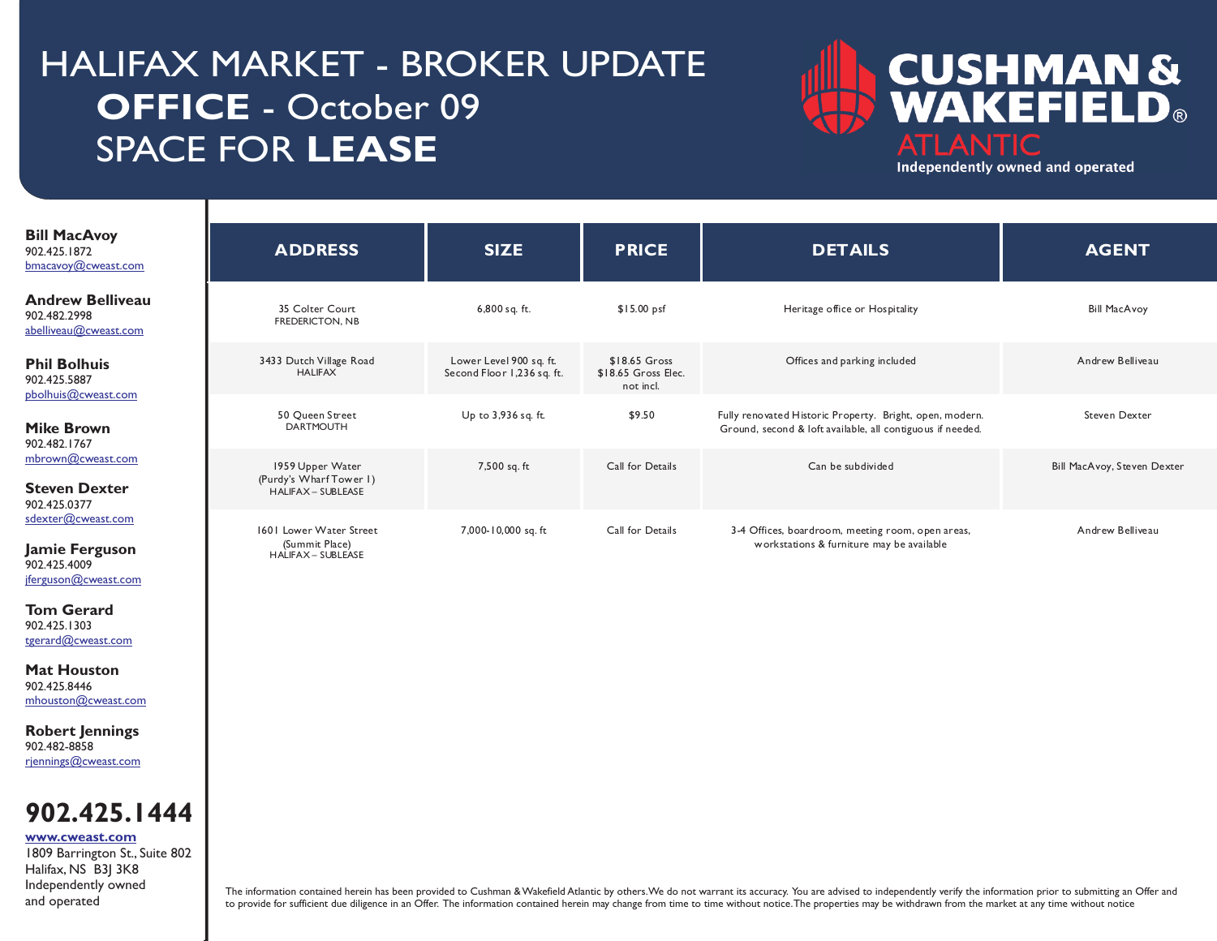# HALIFAX MARKET - BROKER UPDATE
## OFFICE - October 09
## SPACE FOR LEASE

CUSHMAN & WAKEFIELD® ATLANTIC
Independently owned and operated

**Bill MacAvoy**
902.425.1872
bmacavoy@cweast.com

**Andrew Belliveau**
902.482.2998
abelliveau@cweast.com

**Phil Bolhuis**
902.425.5887
pbolhuis@cweast.com

**Mike Brown**
902.482.1767
mbrown@cweast.com

**Steven Dexter**
902.425.0377
sdexter@cweast.com

**Jamie Ferguson**
902.425.4009
jferguson@cweast.com

**Tom Gerard**
902.425.1303
tgerard@cweast.com

**Mat Houston**
902.425.8446
mhouston@cweast.com

**Robert Jennings**
902.482-8858
rjennings@cweast.com

**902.425.1444**
**www.cweast.com**
1809 Barrington St., Suite 802
Halifax, NS B3J 3K8
Independently owned and operated

| ADDRESS | SIZE | PRICE | DETAILS | AGENT |
|---|---|---|---|---|
| 35 Colter Court FREDERICTON, NB | 6,800 sq. ft. | $15.00 psf | Heritage office or Hospitality | Bill MacAvoy |
| 3433 Dutch Village Road HALIFAX | Lower Level 900 sq. ft. Second Floor 1,236 sq. ft. | $18.65 Gross $18.65 Gross Elec. not incl. | Offices and parking included | Andrew Belliveau |
| 50 Queen Street DARTMOUTH | Up to 3,936 sq. ft. | $9.50 | Fully renovated Historic Property. Bright, open, modern. Ground, second & loft available, all contiguous if needed. | Steven Dexter |
| 1959 Upper Water (Purdy's Wharf Tower 1) HALIFAX – SUBLEASE | 7,500 sq. ft | Call for Details | Can be subdivided | Bill MacAvoy, Steven Dexter |
| 1601 Lower Water Street (Summit Place) HALIFAX – SUBLEASE | 7,000-10,000 sq. ft | Call for Details | 3-4 Offices, boardroom, meeting room, open areas, workstations & furniture may be available | Andrew Belliveau |

The information contained herein has been provided to Cushman & Wakefield Atlantic by others. We do not warrant its accuracy. You are advised to independently verify the information prior to submitting an Offer and to provide for sufficient due diligence in an Offer. The information contained herein may change from time to time without notice. The properties may be withdrawn from the market at any time without notice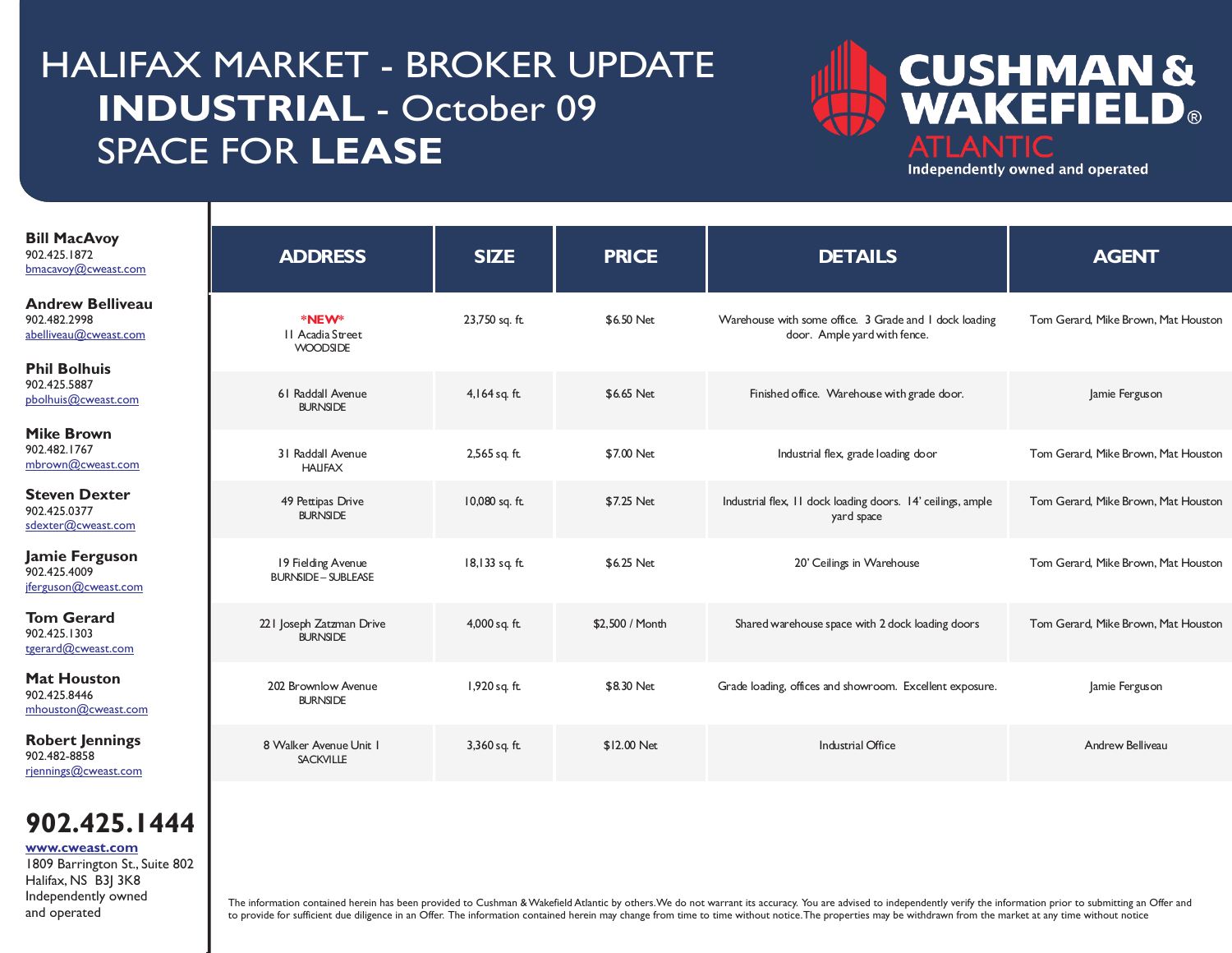# HALIFAX MARKET - BROKER UPDATE
# INDUSTRIAL - October 09
# SPACE FOR LEASE

**CUSHMAN & WAKEFIELD®**
**ATLANTIC**
Independently owned and operated

| ADDRESS | SIZE | PRICE | DETAILS | AGENT |
|---|---|---|---|---|
| *NEW* 11 Acadia Street WOODSIDE | 23,750 sq. ft. | $6.50 Net | Warehouse with some office. 3 Grade and 1 dock loading door. Ample yard with fence. | Tom Gerard, Mike Brown, Mat Houston |
| 61 Raddall Avenue BURNSIDE | 4,164 sq. ft. | $6.65 Net | Finished office. Warehouse with grade door. | Jamie Ferguson |
| 31 Raddall Avenue HALIFAX | 2,565 sq. ft. | $7.00 Net | Industrial flex, grade loading door | Tom Gerard, Mike Brown, Mat Houston |
| 49 Pettipas Drive BURNSIDE | 10,080 sq. ft. | $7.25 Net | Industrial flex, 11 dock loading doors. 14' ceilings, ample yard space | Tom Gerard, Mike Brown, Mat Houston |
| 19 Fielding Avenue BURNSIDE – SUBLEASE | 18,133 sq. ft. | $6.25 Net | 20' Ceilings in Warehouse | Tom Gerard, Mike Brown, Mat Houston |
| 221 Joseph Zatzman Drive BURNSIDE | 4,000 sq. ft. | $2,500 / Month | Shared warehouse space with 2 dock loading doors | Tom Gerard, Mike Brown, Mat Houston |
| 202 Brownlow Avenue BURNSIDE | 1,920 sq. ft. | $8.30 Net | Grade loading, offices and showroom. Excellent exposure. | Jamie Ferguson |
| 8 Walker Avenue Unit 1 SACKVILLE | 3,360 sq. ft. | $12.00 Net | Industrial Office | Andrew Belliveau |

**Bill MacAvoy**
902.425.1872
bmacavoy@cweast.com

**Andrew Belliveau**
902.482.2998
abelliveau@cweast.com

**Phil Bolhuis**
902.425.5887
pbolhuis@cweast.com

**Mike Brown**
902.482.1767
mbrown@cweast.com

**Steven Dexter**
902.425.0377
sdexter@cweast.com

**Jamie Ferguson**
902.425.4009
jferguson@cweast.com

**Tom Gerard**
902.425.1303
tgerard@cweast.com

**Mat Houston**
902.425.8446
mhouston@cweast.com

**Robert Jennings**
902.482-8858
rjennings@cweast.com

**902.425.1444**
**www.cweast.com**
1809 Barrington St., Suite 802
Halifax, NS B3J 3K8
Independently owned
and operated

The information contained herein has been provided to Cushman & Wakefield Atlantic by others. We do not warrant its accuracy. You are advised to independently verify the information prior to submitting an Offer and to provide for sufficient due diligence in an Offer. The information contained herein may change from time to time without notice. The properties may be withdrawn from the market at any time without notice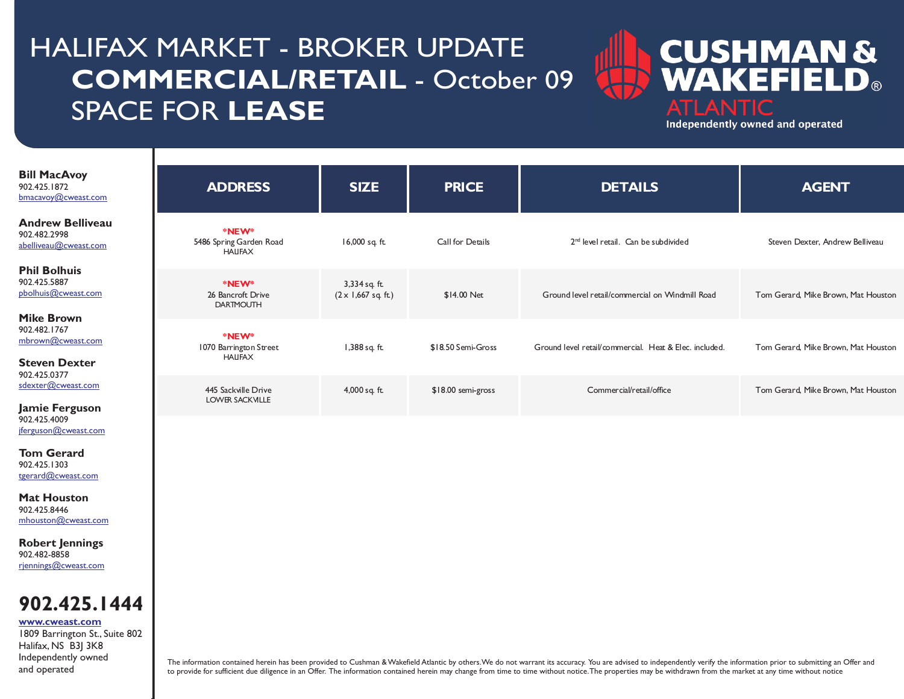# HALIFAX MARKET - BROKER UPDATE

## COMMERCIAL/RETAIL - October 09

## SPACE FOR LEASE

CUSHMAN & WAKEFIELD® ATLANTIC
Independently owned and operated

**Bill MacAvoy**
902.425.1872
bmacavoy@cweast.com

**Andrew Belliveau**
902.482.2998
abelliveau@cweast.com

**Phil Bolhuis**
902.425.5887
pbolhuis@cweast.com

**Mike Brown**
902.482.1767
mbrown@cweast.com

**Steven Dexter**
902.425.0377
sdexter@cweast.com

**Jamie Ferguson**
902.425.4009
jferguson@cweast.com

**Tom Gerard**
902.425.1303
tgerard@cweast.com

**Mat Houston**
902.425.8446
mhouston@cweast.com

**Robert Jennings**
902.482-8858
rjennings@cweast.com

**902.425.1444**

**www.cweast.com**
1809 Barrington St., Suite 802
Halifax, NS B3J 3K8
Independently owned and operated

| ADDRESS | SIZE | PRICE | DETAILS | AGENT |
|---|---|---|---|---|
| ***NEW*** 5486 Spring Garden Road HALIFAX | 16,000 sq. ft. | Call for Details | 2nd level retail. Can be subdivided | Steven Dexter, Andrew Belliveau |
| ***NEW*** 26 Bancroft Drive DARTMOUTH | 3,334 sq. ft. (2 x 1,667 sq. ft.) | $14.00 Net | Ground level retail/commercial on Windmill Road | Tom Gerard, Mike Brown, Mat Houston |
| ***NEW*** 1070 Barrington Street HALIFAX | 1,388 sq. ft. | $18.50 Semi-Gross | Ground level retail/commercial. Heat & Elec. included. | Tom Gerard, Mike Brown, Mat Houston |
| 445 Sackville Drive LOWER SACKVILLE | 4,000 sq. ft. | $18.00 semi-gross | Commercial/retail/office | Tom Gerard, Mike Brown, Mat Houston |

The information contained herein has been provided to Cushman & Wakefield Atlantic by others. We do not warrant its accuracy. You are advised to independently verify the information prior to submitting an Offer and to provide for sufficient due diligence in an Offer. The information contained herein may change from time to time without notice. The properties may be withdrawn from the market at any time without notice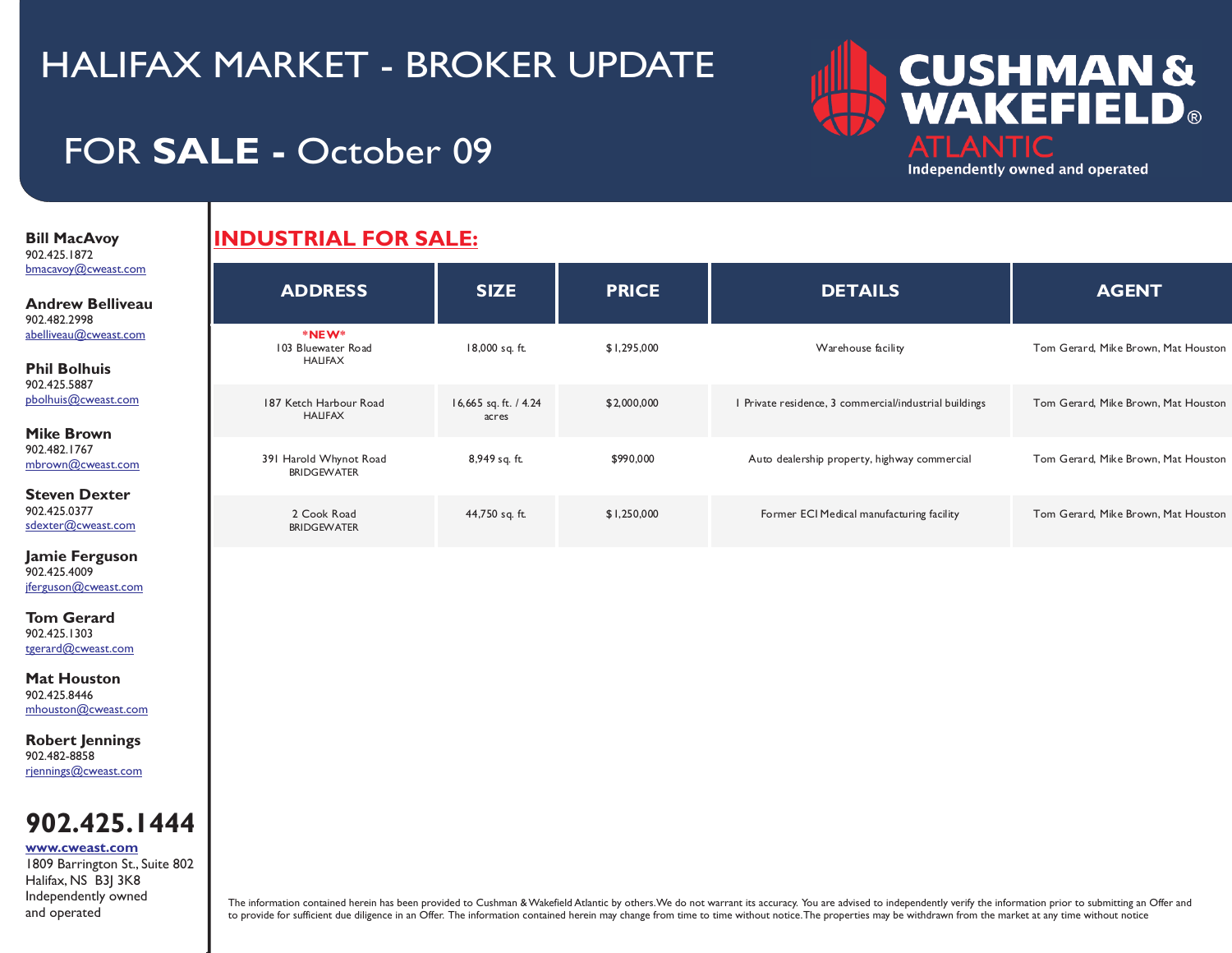# HALIFAX MARKET - BROKER UPDATE

## FOR **SALE** - October 09

**Bill MacAvoy**
902.425.1872
bmacavoy@cweast.com

**Andrew Belliveau**
902.482.2998
abelliveau@cweast.com

**Phil Bolhuis**
902.425.5887
pbolhuis@cweast.com

**Mike Brown**
902.482.1767
mbrown@cweast.com

**Steven Dexter**
902.425.0377
sdexter@cweast.com

**Jamie Ferguson**
902.425.4009
jferguson@cweast.com

**Tom Gerard**
902.425.1303
tgerard@cweast.com

**Mat Houston**
902.425.8446
mhouston@cweast.com

**Robert Jennings**
902.482-8858
rjennings@cweast.com

**902.425.1444**
**www.cweast.com**
1809 Barrington St., Suite 802
Halifax, NS B3J 3K8
Independently owned and operated

## INDUSTRIAL FOR SALE:

| ADDRESS | SIZE | PRICE | DETAILS | AGENT |
|---|---|---|---|---|
| *NEW* 103 Bluewater Road HALIFAX | 18,000 sq. ft. | $1,295,000 | Warehouse facility | Tom Gerard, Mike Brown, Mat Houston |
| 187 Ketch Harbour Road HALIFAX | 16,665 sq. ft. / 4.24 acres | $2,000,000 | 1 Private residence, 3 commercial/industrial buildings | Tom Gerard, Mike Brown, Mat Houston |
| 391 Harold Whynot Road BRIDGEWATER | 8,949 sq. ft. | $990,000 | Auto dealership property, highway commercial | Tom Gerard, Mike Brown, Mat Houston |
| 2 Cook Road BRIDGEWATER | 44,750 sq. ft. | $1,250,000 | Former ECI Medical manufacturing facility | Tom Gerard, Mike Brown, Mat Houston |

The information contained herein has been provided to Cushman & Wakefield Atlantic by others. We do not warrant its accuracy. You are advised to independently verify the information prior to submitting an Offer and to provide for sufficient due diligence in an Offer. The information contained herein may change from time to time without notice. The properties may be withdrawn from the market at any time without notice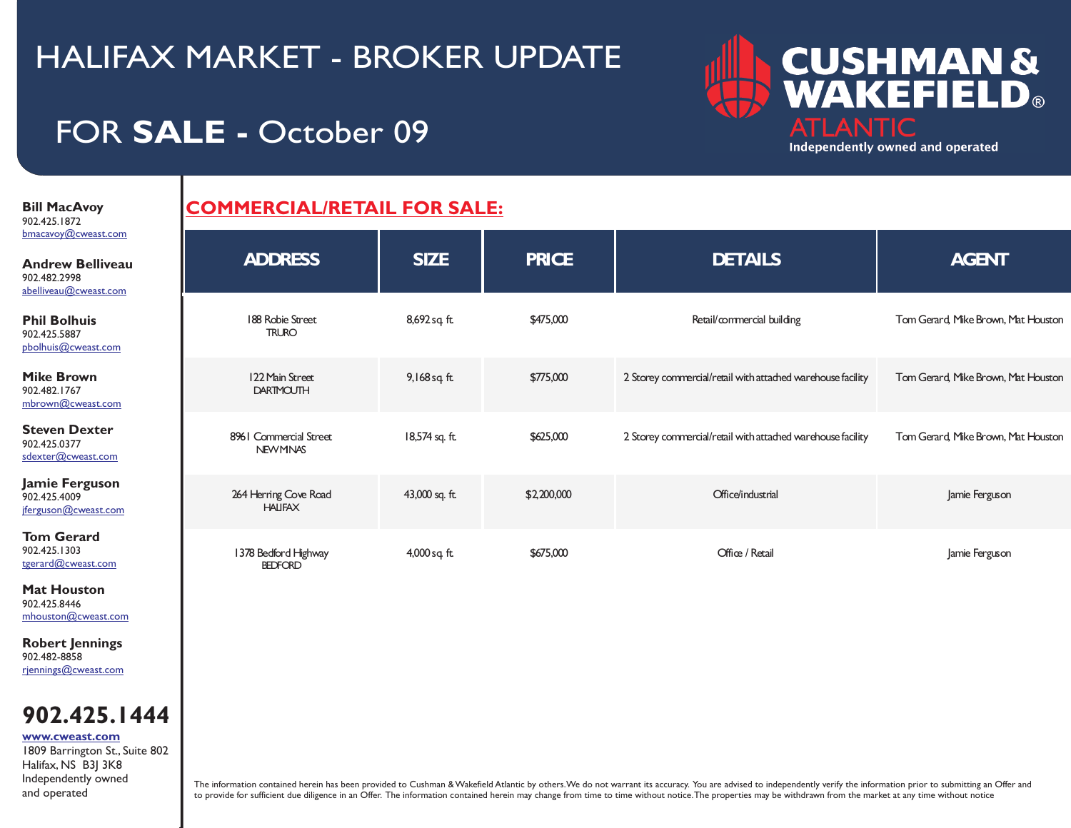# HALIFAX MARKET - BROKER UPDATE

## FOR **SALE** - October 09

CUSHMAN & WAKEFIELD® ATLANTIC
Independently owned and operated

**Bill MacAvoy**
902.425.1872
bmacavoy@cweast.com

**Andrew Belliveau**
902.482.2998
abelliveau@cweast.com

**Phil Bolhuis**
902.425.5887
pbolhuis@cweast.com

**Mike Brown**
902.482.1767
mbrown@cweast.com

**Steven Dexter**
902.425.0377
sdexter@cweast.com

**Jamie Ferguson**
902.425.4009
jferguson@cweast.com

**Tom Gerard**
902.425.1303
tgerard@cweast.com

**Mat Houston**
902.425.8446
mhouston@cweast.com

**Robert Jennings**
902.482-8858
rjennings@cweast.com

**902.425.1444**
www.cweast.com
1809 Barrington St., Suite 802
Halifax, NS B3J 3K8
Independently owned
and operated

## COMMERCIAL/RETAIL FOR SALE:

| ADDRESS | SIZE | PRICE | DETAILS | AGENT |
|---|---|---|---|---|
| 188 Robie Street<br>TRURO | 8,692 sq. ft. | $475,000 | Retail/commercial building | Tom Gerard, Mike Brown, Mat Houston |
| 122 Main Street<br>DARTMOUTH | 9,168 sq. ft. | $775,000 | 2 Storey commercial/retail with attached warehouse facility | Tom Gerard, Mike Brown, Mat Houston |
| 8961 Commercial Street<br>NEW MINAS | 18,574 sq. ft. | $625,000 | 2 Storey commercial/retail with attached warehouse facility | Tom Gerard, Mike Brown, Mat Houston |
| 264 Herring Cove Road<br>HALIFAX | 43,000 sq. ft. | $2,200,000 | Office/industrial | Jamie Ferguson |
| 1378 Bedford Highway<br>BEDFORD | 4,000 sq. ft. | $675,000 | Office / Retail | Jamie Ferguson |

The information contained herein has been provided to Cushman & Wakefield Atlantic by others. We do not warrant its accuracy. You are advised to independently verify the information prior to submitting an Offer and to provide for sufficient due diligence in an Offer. The information contained herein may change from time to time without notice. The properties may be withdrawn from the market at any time without notice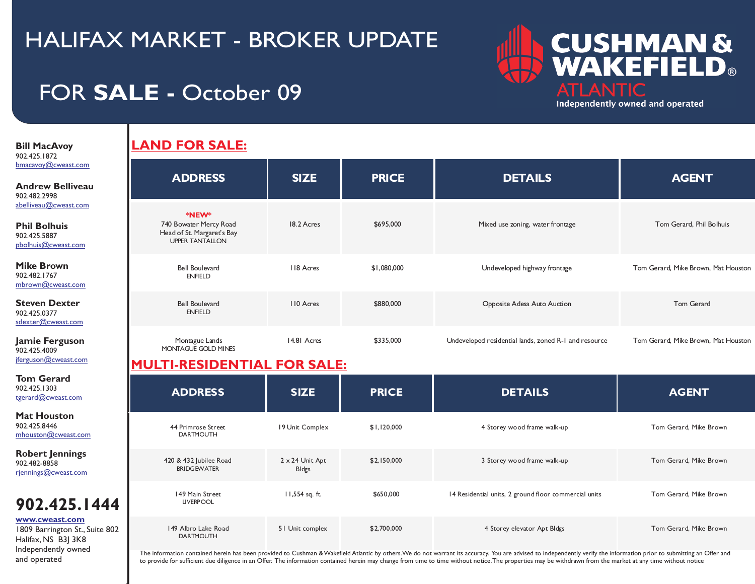# HALIFAX MARKET - BROKER UPDATE

## FOR **SALE** - October 09

**CUSHMAN & WAKEFIELD® ATLANTIC**
Independently owned and operated

**Bill MacAvoy**
902.425.1872
bmacavoy@cweast.com

**Andrew Belliveau**
902.482.2998
abelliveau@cweast.com

**Phil Bolhuis**
902.425.5887
pbolhuis@cweast.com

**Mike Brown**
902.482.1767
mbrown@cweast.com

**Steven Dexter**
902.425.0377
sdexter@cweast.com

**Jamie Ferguson**
902.425.4009
jferguson@cweast.com

**Tom Gerard**
902.425.1303
tgerard@cweast.com

**Mat Houston**
902.425.8446
mhouston@cweast.com

**Robert Jennings**
902.482-8858
rjennings@cweast.com

**902.425.1444**

**www.cweast.com**
1809 Barrington St., Suite 802
Halifax, NS B3J 3K8
Independently owned
and operated

## LAND FOR SALE:

| ADDRESS | SIZE | PRICE | DETAILS | AGENT |
|---|---|---|---|---|
| ***NEW*** 740 Bowater Mercy Road Head of St. Margaret's Bay UPPER TANTALLON | 18.2 Acres | $695,000 | Mixed use zoning, water frontage | Tom Gerard, Phil Bolhuis |
| Bell Boulevard ENFIELD | 118 Acres | $1,080,000 | Undeveloped highway frontage | Tom Gerard, Mike Brown, Mat Houston |
| Bell Boulevard ENFIELD | 110 Acres | $880,000 | Opposite Adesa Auto Auction | Tom Gerard |
| Montague Lands MONTAGUE GOLD MINES | 14.81 Acres | $335,000 | Undeveloped residential lands, zoned R-1 and resource | Tom Gerard, Mike Brown, Mat Houston |

## MULTI-RESIDENTIAL FOR SALE:

| ADDRESS | SIZE | PRICE | DETAILS | AGENT |
|---|---|---|---|---|
| 44 Primrose Street DARTMOUTH | 19 Unit Complex | $1,120,000 | 4 Storey wood frame walk-up | Tom Gerard, Mike Brown |
| 420 & 432 Jubilee Road BRIDGEWATER | 2 x 24 Unit Apt Bldgs | $2,150,000 | 3 Storey wood frame walk-up | Tom Gerard, Mike Brown |
| 149 Main Street LIVERPOOL | 11,554 sq. ft. | $650,000 | 14 Residential units, 2 ground floor commercial units | Tom Gerard, Mike Brown |
| 149 Albro Lake Road DARTMOUTH | 51 Unit complex | $2,700,000 | 4 Storey elevator Apt Bldgs | Tom Gerard, Mike Brown |

The information contained herein has been provided to Cushman & Wakefield Atlantic by others. We do not warrant its accuracy. You are advised to independently verify the information prior to submitting an Offer and to provide for sufficient due diligence in an Offer. The information contained herein may change from time to time without notice. The properties may be withdrawn from the market at any time without notice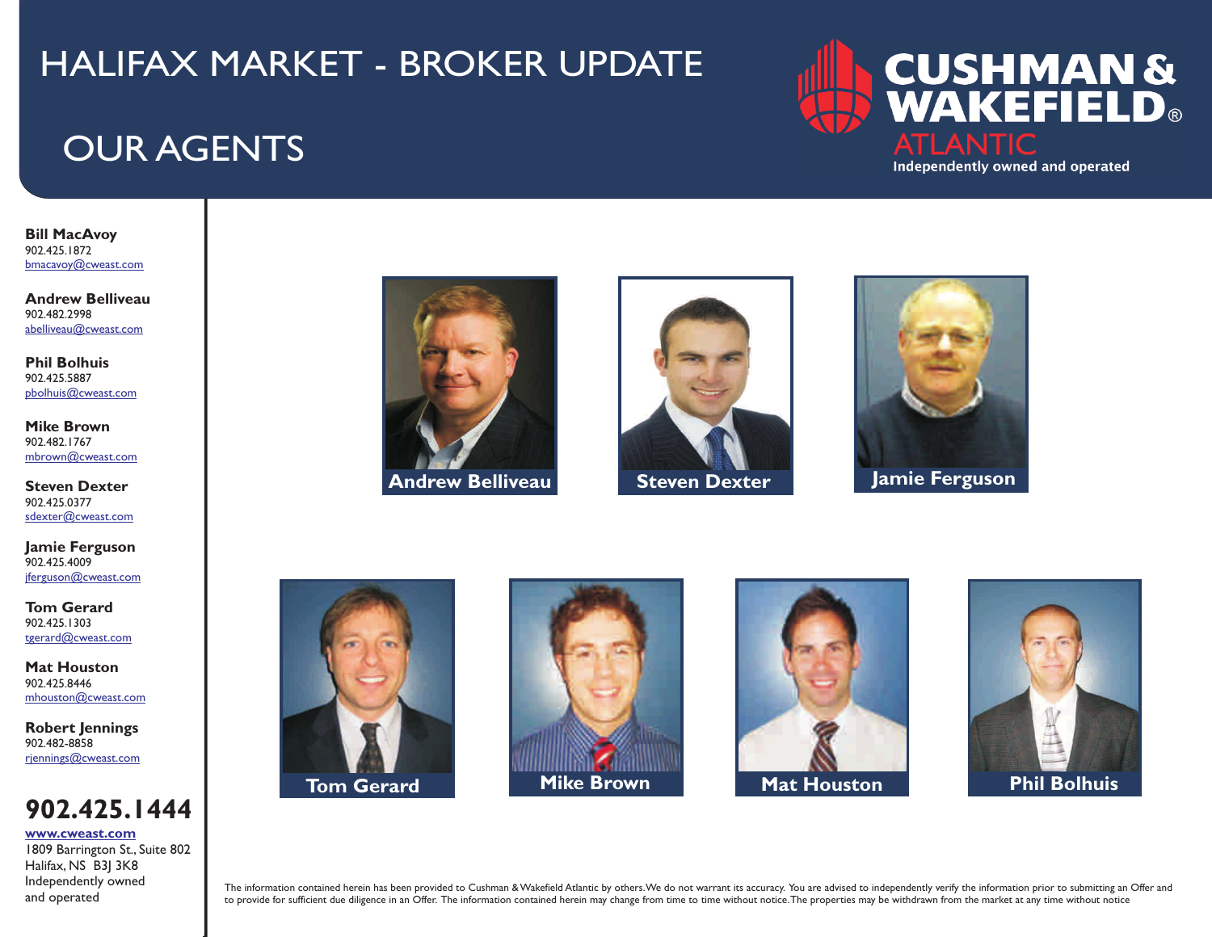# HALIFAX MARKET - BROKER UPDATE

## OUR AGENTS

CUSHMAN & WAKEFIELD®
ATLANTIC
Independently owned and operated

**Bill MacAvoy**
902.425.1872
bmacavoy@cweast.com

**Andrew Belliveau**
902.482.2998
abelliveau@cweast.com

**Phil Bolhuis**
902.425.5887
pbolhuis@cweast.com

**Mike Brown**
902.482.1767
mbrown@cweast.com

**Steven Dexter**
902.425.0377
sdexter@cweast.com

**Jamie Ferguson**
902.425.4009
jferguson@cweast.com

**Tom Gerard**
902.425.1303
tgerard@cweast.com

**Mat Houston**
902.425.8446
mhouston@cweast.com

**Robert Jennings**
902.482-8858
rjennings@cweast.com

**902.425.1444**

**www.cweast.com**
1809 Barrington St., Suite 802
Halifax, NS B3J 3K8
Independently owned
and operated

Andrew Belliveau

Steven Dexter

Jamie Ferguson

Tom Gerard

Mike Brown

Mat Houston

Phil Bolhuis

The information contained herein has been provided to Cushman & Wakefield Atlantic by others. We do not warrant its accuracy. You are advised to independently verify the information prior to submitting an Offer and to provide for sufficient due diligence in an Offer. The information contained herein may change from time to time without notice. The properties may be withdrawn from the market at any time without notice